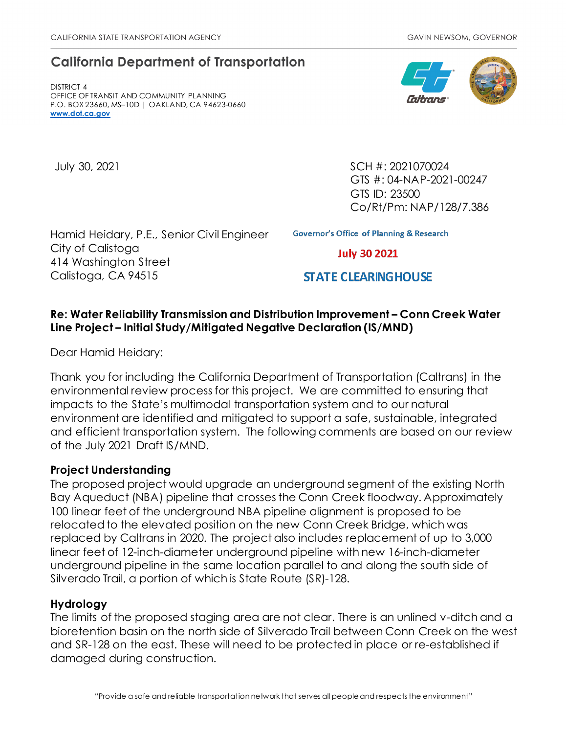CALIFORNIA STATE TRANSPORTATION AGENCY GAVIN NEWSOM, GOVERNOR

## California Department of Transportation

DISTRICT 4
OFFICE OF TRANSIT AND COMMUNITY PLANNING
P.O. BOX 23660, MS–10D | OAKLAND, CA 94623-0660
www.dot.ca.gov

July 30, 2021

SCH #: 2021070024
GTS #: 04-NAP-2021-00247
GTS ID: 23500
Co/Rt/Pm: NAP/128/7.386

Governor's Office of Planning & Research
July 30 2021
STATE CLEARINGHOUSE

Hamid Heidary, P.E., Senior Civil Engineer
City of Calistoga
414 Washington Street
Calistoga, CA 94515

**Re: Water Reliability Transmission and Distribution Improvement – Conn Creek Water Line Project – Initial Study/Mitigated Negative Declaration (IS/MND)**

Dear Hamid Heidary:

Thank you for including the California Department of Transportation (Caltrans) in the environmental review process for this project. We are committed to ensuring that impacts to the State's multimodal transportation system and to our natural environment are identified and mitigated to support a safe, sustainable, integrated and efficient transportation system. The following comments are based on our review of the July 2021 Draft IS/MND.

**Project Understanding**
The proposed project would upgrade an underground segment of the existing North Bay Aqueduct (NBA) pipeline that crosses the Conn Creek floodway. Approximately 100 linear feet of the underground NBA pipeline alignment is proposed to be relocated to the elevated position on the new Conn Creek Bridge, which was replaced by Caltrans in 2020. The project also includes replacement of up to 3,000 linear feet of 12-inch-diameter underground pipeline with new 16-inch-diameter underground pipeline in the same location parallel to and along the south side of Silverado Trail, a portion of which is State Route (SR)-128.

**Hydrology**
The limits of the proposed staging area are not clear. There is an unlined v-ditch and a bioretention basin on the north side of Silverado Trail between Conn Creek on the west and SR-128 on the east. These will need to be protected in place or re-established if damaged during construction.

"Provide a safe and reliable transportation network that serves all people and respects the environment"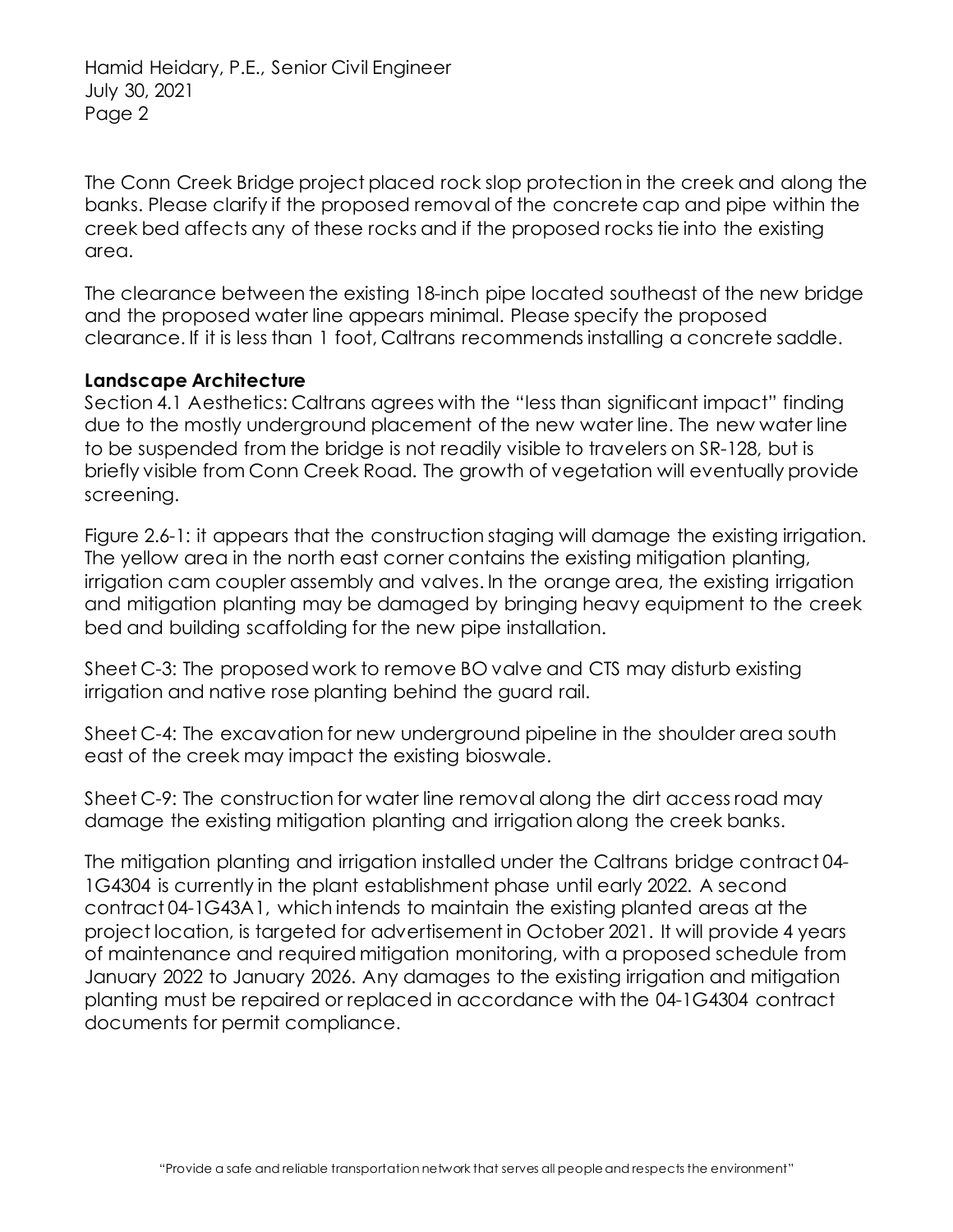The Conn Creek Bridge project placed rock slop protection in the creek and along the banks. Please clarify if the proposed removal of the concrete cap and pipe within the creek bed affects any of these rocks and if the proposed rocks tie into the existing area.

The clearance between the existing 18-inch pipe located southeast of the new bridge and the proposed water line appears minimal. Please specify the proposed clearance. If it is less than 1 foot, Caltrans recommends installing a concrete saddle.

**Landscape Architecture**

Section 4.1 Aesthetics: Caltrans agrees with the "less than significant impact" finding due to the mostly underground placement of the new water line. The new water line to be suspended from the bridge is not readily visible to travelers on SR-128, but is briefly visible from Conn Creek Road. The growth of vegetation will eventually provide screening.

Figure 2.6-1: it appears that the construction staging will damage the existing irrigation. The yellow area in the north east corner contains the existing mitigation planting, irrigation cam coupler assembly and valves. In the orange area, the existing irrigation and mitigation planting may be damaged by bringing heavy equipment to the creek bed and building scaffolding for the new pipe installation.

Sheet C-3: The proposed work to remove BO valve and CTS may disturb existing irrigation and native rose planting behind the guard rail.

Sheet C-4: The excavation for new underground pipeline in the shoulder area south east of the creek may impact the existing bioswale.

Sheet C-9: The construction for water line removal along the dirt access road may damage the existing mitigation planting and irrigation along the creek banks.

The mitigation planting and irrigation installed under the Caltrans bridge contract 04-1G4304 is currently in the plant establishment phase until early 2022. A second contract 04-1G43A1, which intends to maintain the existing planted areas at the project location, is targeted for advertisement in October 2021. It will provide 4 years of maintenance and required mitigation monitoring, with a proposed schedule from January 2022 to January 2026. Any damages to the existing irrigation and mitigation planting must be repaired or replaced in accordance with the 04-1G4304 contract documents for permit compliance.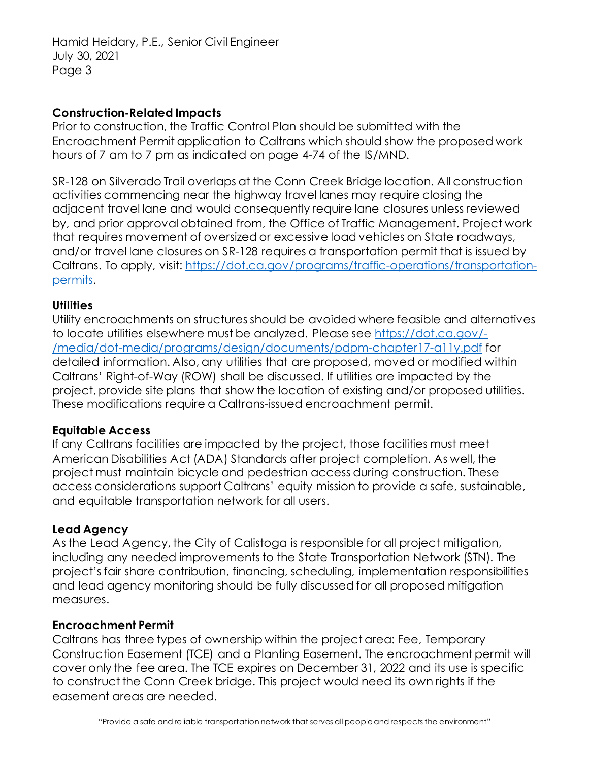**Construction-Related Impacts**
Prior to construction, the Traffic Control Plan should be submitted with the Encroachment Permit application to Caltrans which should show the proposed work hours of 7 am to 7 pm as indicated on page 4-74 of the IS/MND.

SR-128 on Silverado Trail overlaps at the Conn Creek Bridge location. All construction activities commencing near the highway travel lanes may require closing the adjacent travel lane and would consequently require lane closures unless reviewed by, and prior approval obtained from, the Office of Traffic Management. Project work that requires movement of oversized or excessive load vehicles on State roadways, and/or travel lane closures on SR-128 requires a transportation permit that is issued by Caltrans. To apply, visit: [https://dot.ca.gov/programs/traffic-operations/transportation-permits](https://dot.ca.gov/programs/traffic-operations/transportation-permits).

**Utilities**
Utility encroachments on structures should be avoided where feasible and alternatives to locate utilities elsewhere must be analyzed. Please see [https://dot.ca.gov/-/media/dot-media/programs/design/documents/pdpm-chapter17-a11y.pdf](https://dot.ca.gov/-/media/dot-media/programs/design/documents/pdpm-chapter17-a11y.pdf) for detailed information. Also, any utilities that are proposed, moved or modified within Caltrans' Right-of-Way (ROW) shall be discussed. If utilities are impacted by the project, provide site plans that show the location of existing and/or proposed utilities. These modifications require a Caltrans-issued encroachment permit.

**Equitable Access**
If any Caltrans facilities are impacted by the project, those facilities must meet American Disabilities Act (ADA) Standards after project completion. As well, the project must maintain bicycle and pedestrian access during construction. These access considerations support Caltrans' equity mission to provide a safe, sustainable, and equitable transportation network for all users.

**Lead Agency**
As the Lead Agency, the City of Calistoga is responsible for all project mitigation, including any needed improvements to the State Transportation Network (STN). The project's fair share contribution, financing, scheduling, implementation responsibilities and lead agency monitoring should be fully discussed for all proposed mitigation measures.

**Encroachment Permit**
Caltrans has three types of ownership within the project area: Fee, Temporary Construction Easement (TCE) and a Planting Easement. The encroachment permit will cover only the fee area. The TCE expires on December 31, 2022 and its use is specific to construct the Conn Creek bridge. This project would need its own rights if the easement areas are needed.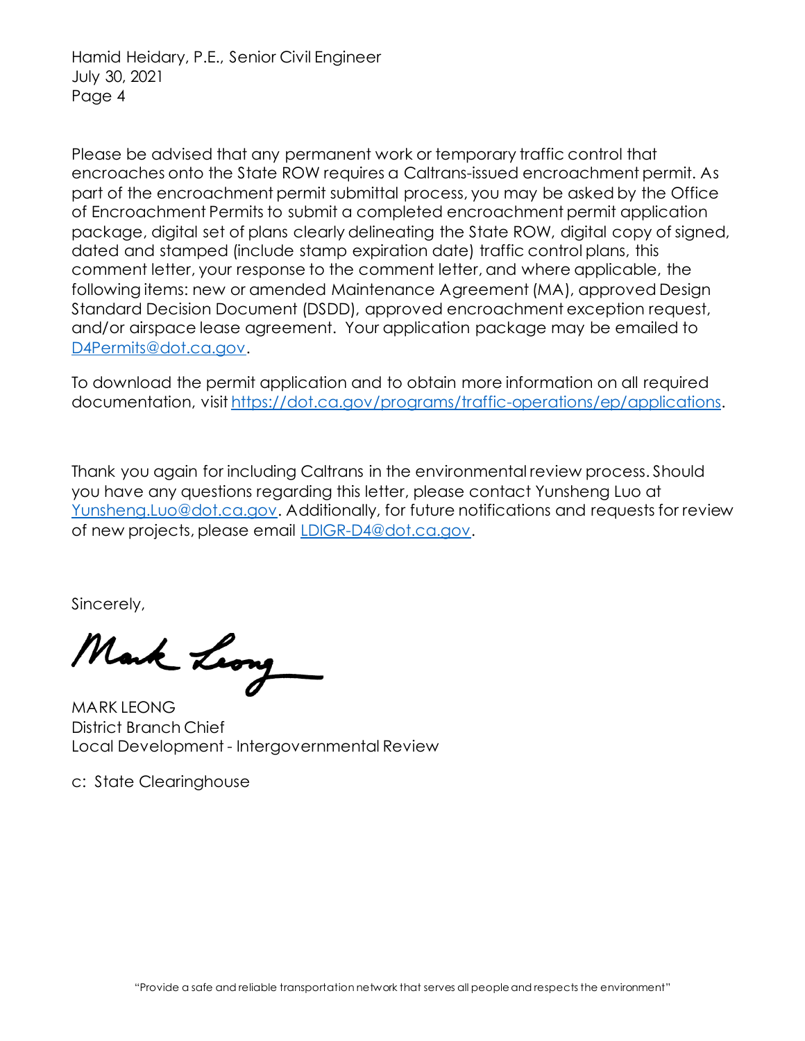Please be advised that any permanent work or temporary traffic control that encroaches onto the State ROW requires a Caltrans-issued encroachment permit. As part of the encroachment permit submittal process, you may be asked by the Office of Encroachment Permits to submit a completed encroachment permit application package, digital set of plans clearly delineating the State ROW, digital copy of signed, dated and stamped (include stamp expiration date) traffic control plans, this comment letter, your response to the comment letter, and where applicable, the following items: new or amended Maintenance Agreement (MA), approved Design Standard Decision Document (DSDD), approved encroachment exception request, and/or airspace lease agreement. Your application package may be emailed to D4Permits@dot.ca.gov.

To download the permit application and to obtain more information on all required documentation, visit https://dot.ca.gov/programs/traffic-operations/ep/applications.

Thank you again for including Caltrans in the environmental review process. Should you have any questions regarding this letter, please contact Yunsheng Luo at Yunsheng.Luo@dot.ca.gov. Additionally, for future notifications and requests for review of new projects, please email LDIGR-D4@dot.ca.gov.

Sincerely,

Mark Leong

MARK LEONG
District Branch Chief
Local Development - Intergovernmental Review

c: State Clearinghouse

"Provide a safe and reliable transportation network that serves all people and respects the environment"